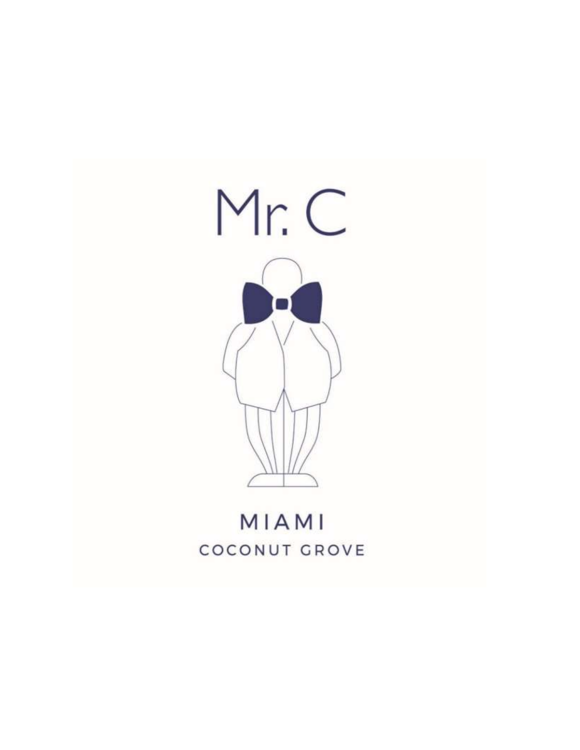# Mr. C

MIAMI

COCONUT GROVE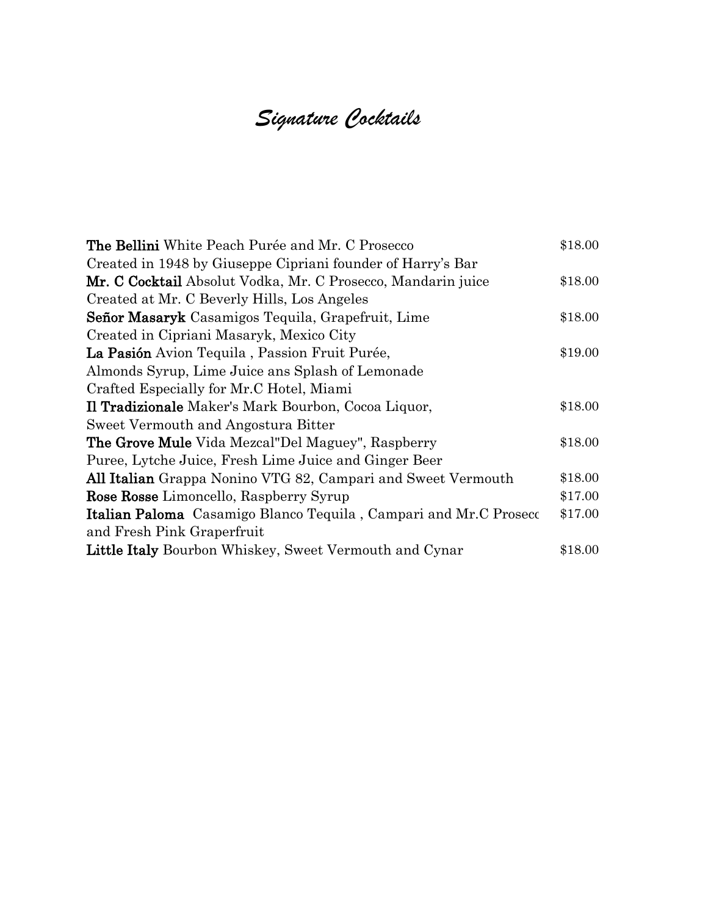# *Signature Cocktails*

**The Bellini** White Peach Purée and Mr. C Prosecco — $18.00
Created in 1948 by Giuseppe Cipriani founder of Harry's Bar

**Mr. C Cocktail** Absolut Vodka, Mr. C Prosecco, Mandarin juice — $18.00
Created at Mr. C Beverly Hills, Los Angeles

**Señor Masaryk** Casamigos Tequila, Grapefruit, Lime — $18.00
Created in Cipriani Masaryk, Mexico City

**La Pasión** Avion Tequila , Passion Fruit Purée, — $19.00
Almonds Syrup, Lime Juice ans Splash of Lemonade
Crafted Especially for Mr.C Hotel, Miami

**Il Tradizionale** Maker's Mark Bourbon, Cocoa Liquor, — $18.00
Sweet Vermouth and Angostura Bitter

**The Grove Mule** Vida Mezcal"Del Maguey", Raspberry — $18.00
Puree, Lytche Juice, Fresh Lime Juice and Ginger Beer

**All Italian** Grappa Nonino VTG 82, Campari and Sweet Vermouth — $18.00

**Rose Rosse** Limoncello, Raspberry Syrup — $17.00

**Italian Paloma** Casamigo Blanco Tequila , Campari and Mr.C Prosecc — $17.00
and Fresh Pink Graperfruit

**Little Italy** Bourbon Whiskey, Sweet Vermouth and Cynar — $18.00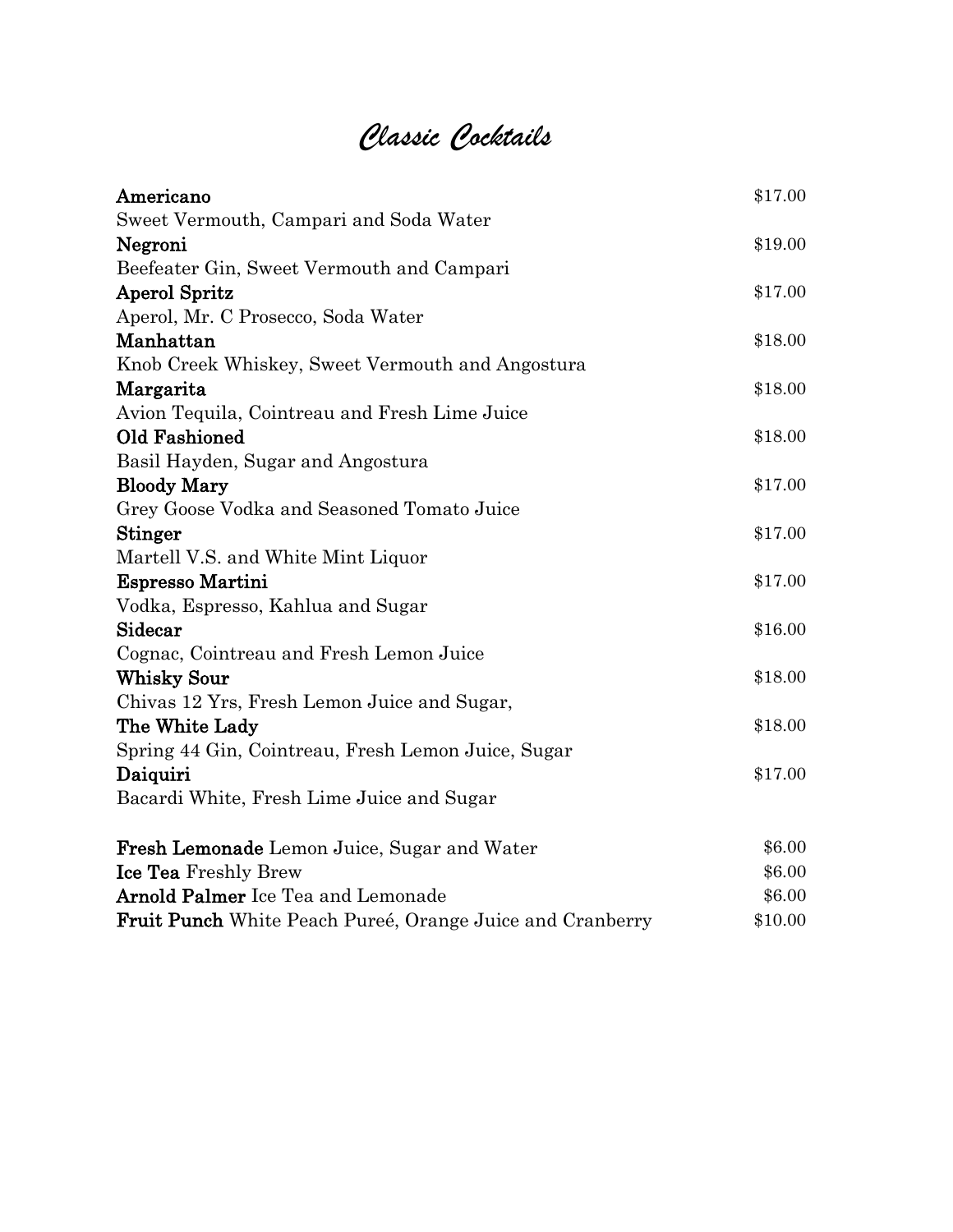# *Classic Cocktails*

**Americano** $17.00
Sweet Vermouth, Campari and Soda Water

**Negroni** $19.00
Beefeater Gin, Sweet Vermouth and Campari

**Aperol Spritz** $17.00
Aperol, Mr. C Prosecco, Soda Water

**Manhattan** $18.00
Knob Creek Whiskey, Sweet Vermouth and Angostura

**Margarita** $18.00
Avion Tequila, Cointreau and Fresh Lime Juice

**Old Fashioned** $18.00
Basil Hayden, Sugar and Angostura

**Bloody Mary** $17.00
Grey Goose Vodka and Seasoned Tomato Juice

**Stinger** $17.00
Martell V.S. and White Mint Liquor

**Espresso Martini** $17.00
Vodka, Espresso, Kahlua and Sugar

**Sidecar** $16.00
Cognac, Cointreau and Fresh Lemon Juice

**Whisky Sour** $18.00
Chivas 12 Yrs, Fresh Lemon Juice and Sugar,

**The White Lady** $18.00
Spring 44 Gin, Cointreau, Fresh Lemon Juice, Sugar

**Daiquiri** $17.00
Bacardi White, Fresh Lime Juice and Sugar

**Fresh Lemonade** Lemon Juice, Sugar and Water $6.00

**Ice Tea** Freshly Brew $6.00

**Arnold Palmer** Ice Tea and Lemonade $6.00

**Fruit Punch** White Peach Pureé, Orange Juice and Cranberry $10.00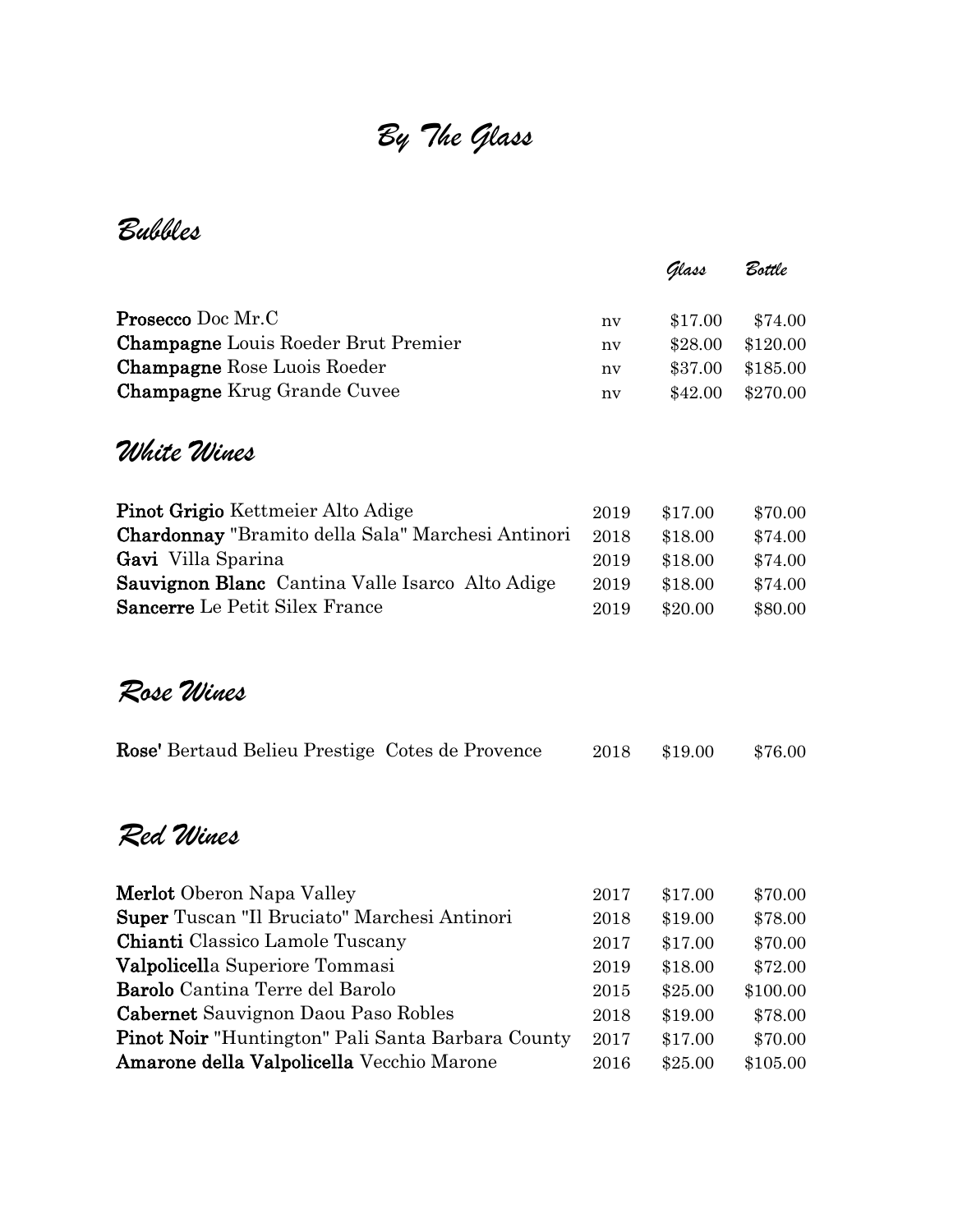# *By The Glass*

## *Bubbles*

| | | *Glass* | *Bottle* |
|---|---|---|---|
| **Prosecco** Doc Mr.C | nv | $17.00 | $74.00 |
| **Champagne** Louis Roeder Brut Premier | nv | $28.00 | $120.00 |
| **Champagne** Rose Luois Roeder | nv | $37.00 | $185.00 |
| **Champagne** Krug Grande Cuvee | nv | $42.00 | $270.00 |

## *White Wines*

| | | | |
|---|---|---|---|
| **Pinot Grigio** Kettmeier Alto Adige | 2019 | $17.00 | $70.00 |
| **Chardonnay** "Bramito della Sala" Marchesi Antinori | 2018 | $18.00 | $74.00 |
| **Gavi** Villa Sparina | 2019 | $18.00 | $74.00 |
| **Sauvignon Blanc** Cantina Valle Isarco Alto Adige | 2019 | $18.00 | $74.00 |
| **Sancerre** Le Petit Silex France | 2019 | $20.00 | $80.00 |

## *Rose Wines*

| | | | |
|---|---|---|---|
| **Rose'** Bertaud Belieu Prestige Cotes de Provence | 2018 | $19.00 | $76.00 |

## *Red Wines*

| | | | |
|---|---|---|---|
| **Merlot** Oberon Napa Valley | 2017 | $17.00 | $70.00 |
| **Super** Tuscan "Il Bruciato" Marchesi Antinori | 2018 | $19.00 | $78.00 |
| **Chianti** Classico Lamole Tuscany | 2017 | $17.00 | $70.00 |
| **Valpolicell**a Superiore Tommasi | 2019 | $18.00 | $72.00 |
| **Barolo** Cantina Terre del Barolo | 2015 | $25.00 | $100.00 |
| **Cabernet** Sauvignon Daou Paso Robles | 2018 | $19.00 | $78.00 |
| **Pinot Noir** "Huntington" Pali Santa Barbara County | 2017 | $17.00 | $70.00 |
| **Amarone della Valpolicella** Vecchio Marone | 2016 | $25.00 | $105.00 |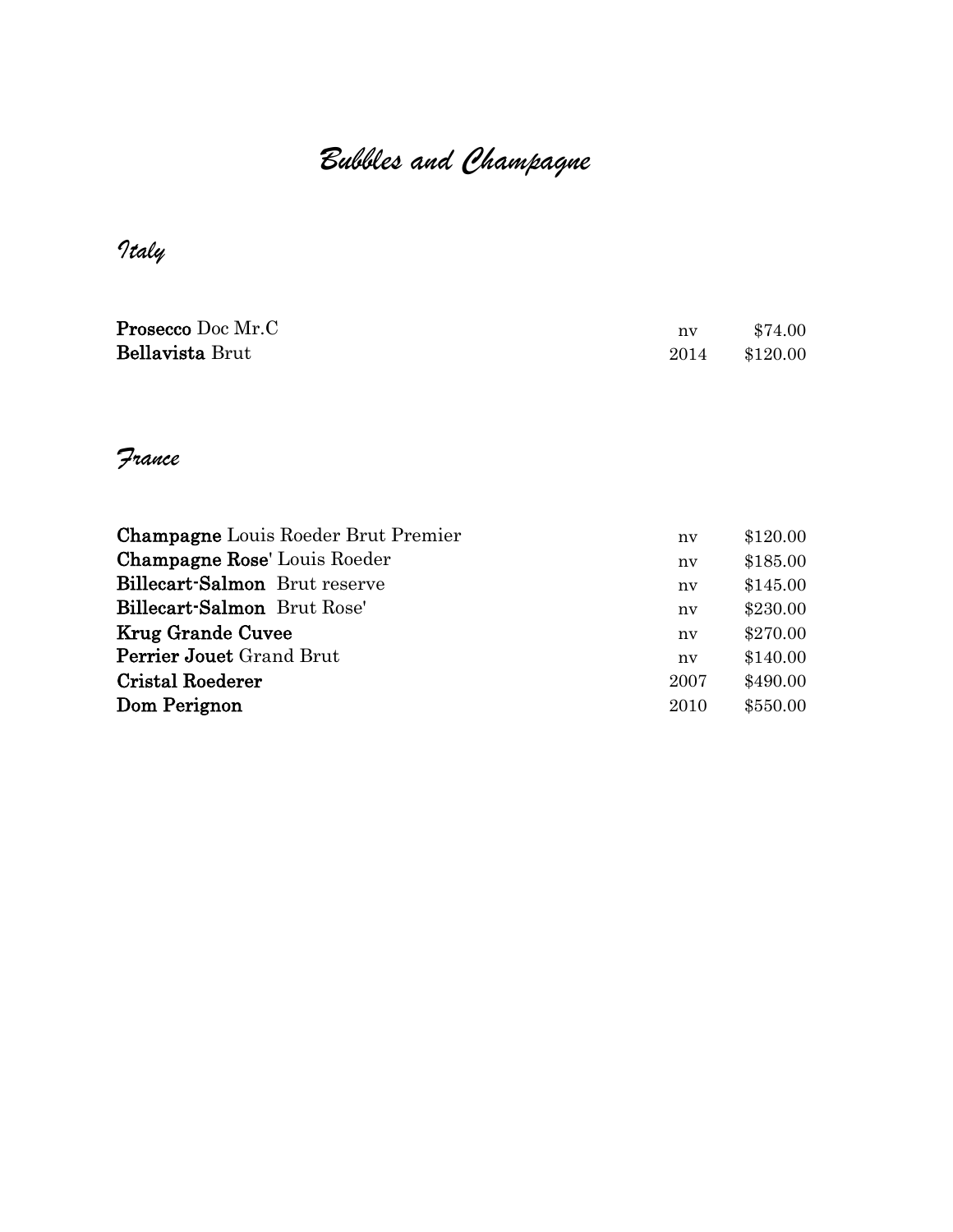# *Bubbles and Champagne*

## *Italy*

| | | |
|---|---|---|
| **Prosecco** Doc Mr.C | nv | $74.00 |
| **Bellavista** Brut | 2014 | $120.00 |

## *France*

| | | |
|---|---|---|
| **Champagne** Louis Roeder Brut Premier | nv | $120.00 |
| **Champagne Rose'** Louis Roeder | nv | $185.00 |
| **Billecart-Salmon** Brut reserve | nv | $145.00 |
| **Billecart-Salmon** Brut Rose' | nv | $230.00 |
| **Krug Grande Cuvee** | nv | $270.00 |
| **Perrier Jouet** Grand Brut | nv | $140.00 |
| **Cristal Roederer** | 2007 | $490.00 |
| **Dom Perignon** | 2010 | $550.00 |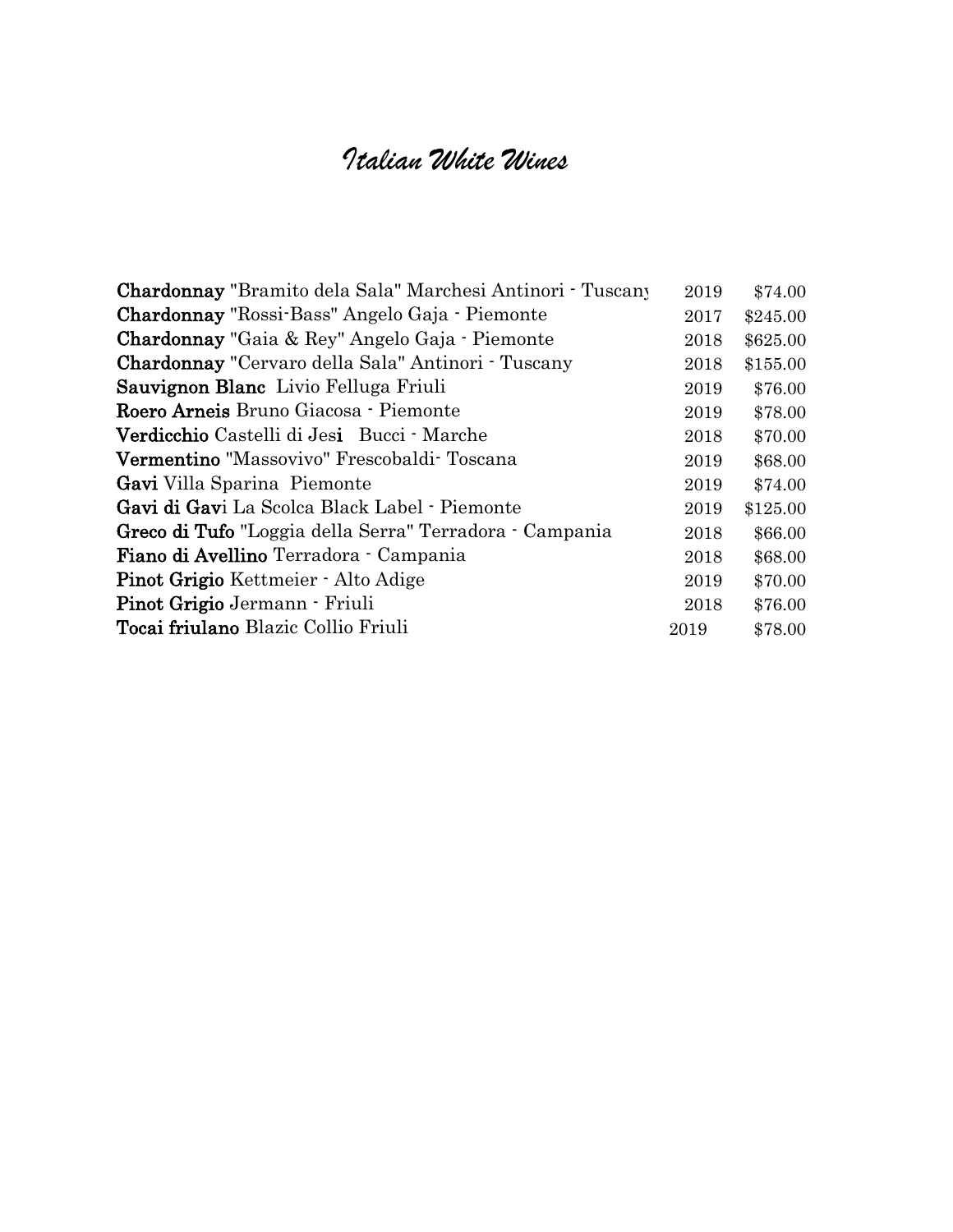# *Italian White Wines*

| | | |
|---|---|---|
| **Chardonnay** "Bramito dela Sala" Marchesi Antinori - Tuscany | 2019 | $74.00 |
| **Chardonnay** "Rossi-Bass" Angelo Gaja - Piemonte | 2017 | $245.00 |
| **Chardonnay** "Gaia & Rey" Angelo Gaja - Piemonte | 2018 | $625.00 |
| **Chardonnay** "Cervaro della Sala" Antinori - Tuscany | 2018 | $155.00 |
| **Sauvignon Blanc** Livio Felluga Friuli | 2019 | $76.00 |
| **Roero Arneis** Bruno Giacosa - Piemonte | 2019 | $78.00 |
| **Verdicchio** Castelli di Jesi Bucci - Marche | 2018 | $70.00 |
| **Vermentino** "Massovivo" Frescobaldi- Toscana | 2019 | $68.00 |
| **Gavi** Villa Sparina Piemonte | 2019 | $74.00 |
| **Gavi di Gav**i La Scolca Black Label - Piemonte | 2019 | $125.00 |
| **Greco di Tufo** "Loggia della Serra" Terradora - Campania | 2018 | $66.00 |
| **Fiano di Avellino** Terradora - Campania | 2018 | $68.00 |
| **Pinot Grigio** Kettmeier - Alto Adige | 2019 | $70.00 |
| **Pinot Grigio** Jermann - Friuli | 2018 | $76.00 |
| **Tocai friulano** Blazic Collio Friuli | 2019 | $78.00 |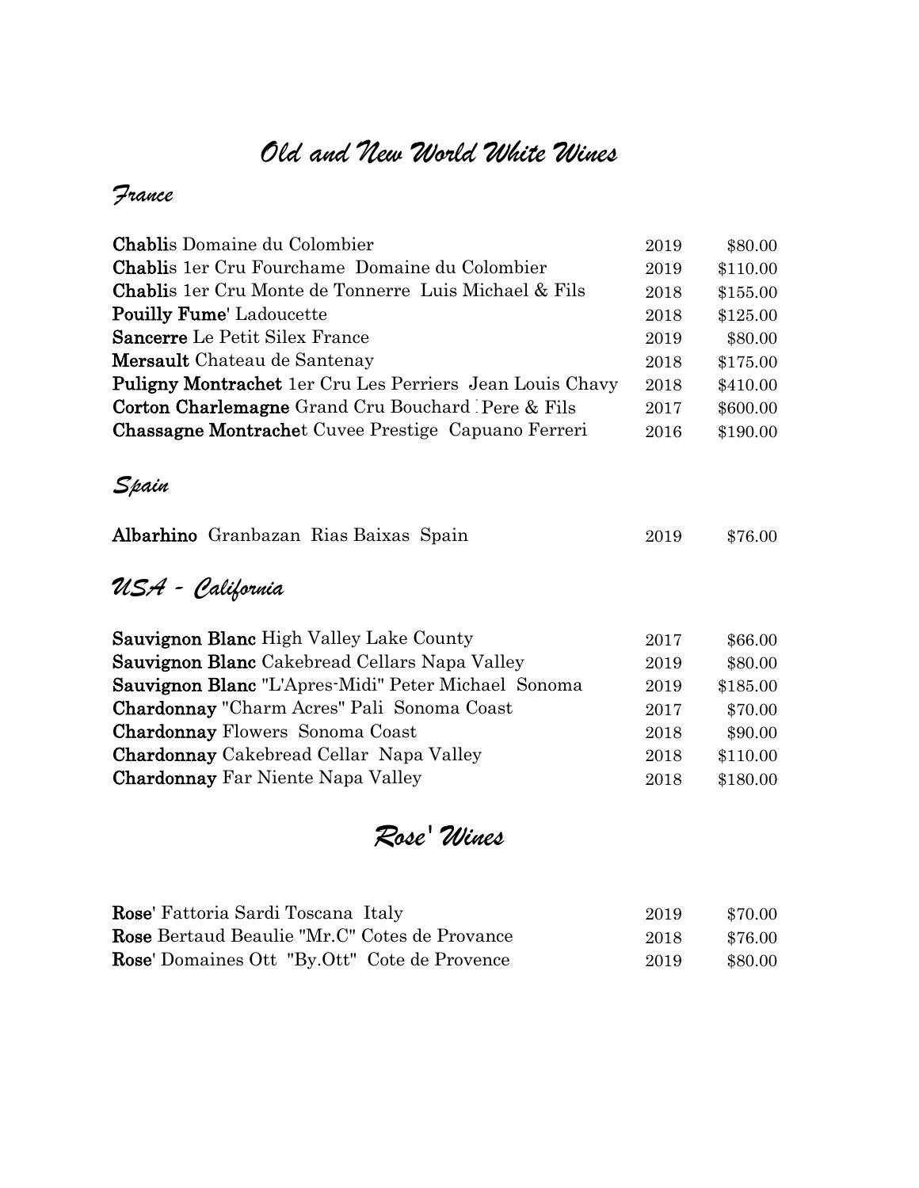# *Old and New World White Wines*

## *France*

| | | |
|---|---|---|
| **Chabli**s Domaine du Colombier | 2019 | $80.00 |
| **Chabli**s 1er Cru Fourchame Domaine du Colombier | 2019 | $110.00 |
| **Chabli**s 1er Cru Monte de Tonnerre Luis Michael & Fils | 2018 | $155.00 |
| **Pouilly Fume**' Ladoucette | 2018 | $125.00 |
| **Sancerre** Le Petit Silex France | 2019 | $80.00 |
| **Mersault** Chateau de Santenay | 2018 | $175.00 |
| **Puligny Montrachet** 1er Cru Les Perriers Jean Louis Chavy | 2018 | $410.00 |
| **Corton Charlemagne** Grand Cru Bouchard Pere & Fils | 2017 | $600.00 |
| **Chassagne Montrache**t Cuvee Prestige Capuano Ferreri | 2016 | $190.00 |

## *Spain*

| | | |
|---|---|---|
| **Albarhino** Granbazan Rias Baixas Spain | 2019 | $76.00 |

## *USA - California*

| | | |
|---|---|---|
| **Sauvignon Blanc** High Valley Lake County | 2017 | $66.00 |
| **Sauvignon Blanc** Cakebread Cellars Napa Valley | 2019 | $80.00 |
| **Sauvignon Blanc** "L'Apres-Midi" Peter Michael Sonoma | 2019 | $185.00 |
| **Chardonnay** "Charm Acres" Pali Sonoma Coast | 2017 | $70.00 |
| **Chardonnay** Flowers Sonoma Coast | 2018 | $90.00 |
| **Chardonnay** Cakebread Cellar Napa Valley | 2018 | $110.00 |
| **Chardonnay** Far Niente Napa Valley | 2018 | $180.00 |

# *Rose' Wines*

| | | |
|---|---|---|
| **Rose**' Fattoria Sardi Toscana Italy | 2019 | $70.00 |
| **Rose** Bertaud Beaulie "Mr.C" Cotes de Provance | 2018 | $76.00 |
| **Rose**' Domaines Ott "By.Ott" Cote de Provence | 2019 | $80.00 |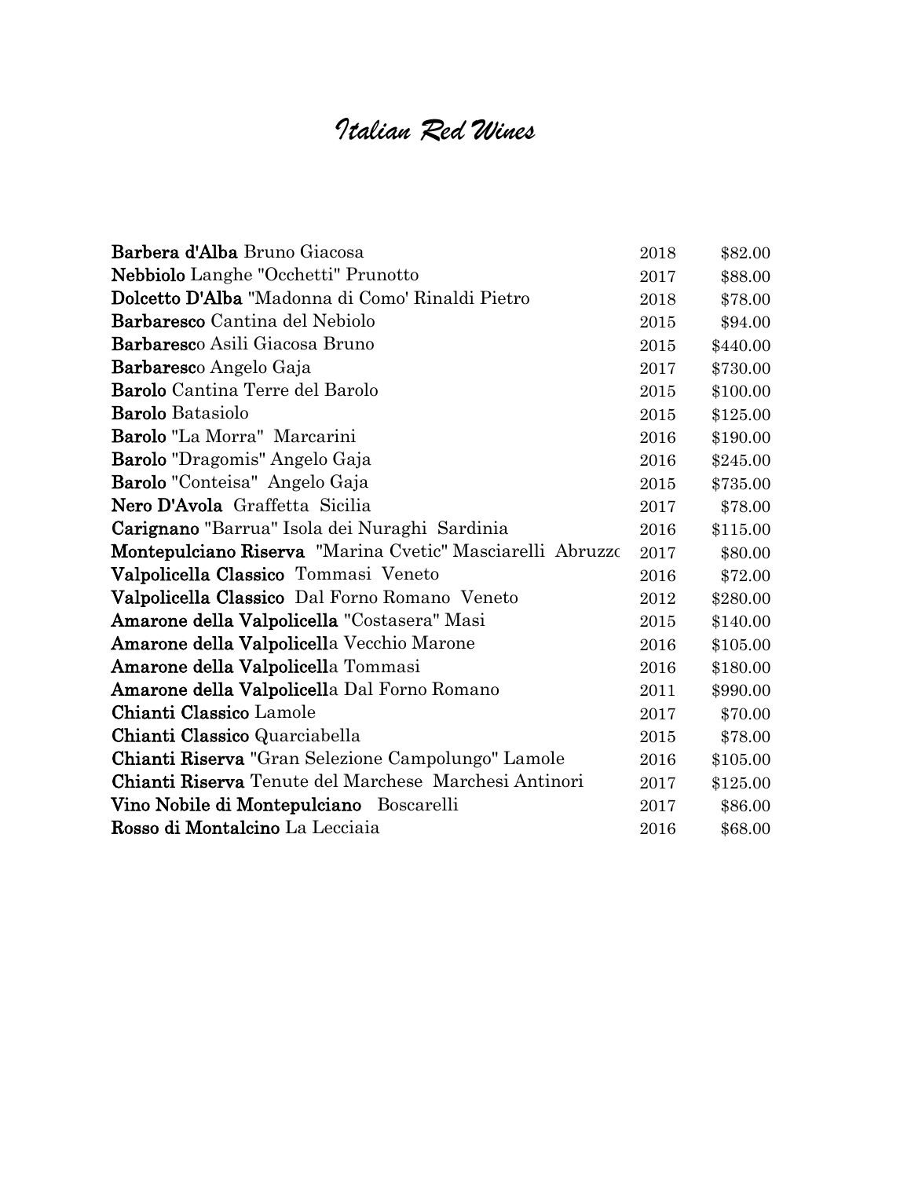# *Italian Red Wines*

| | | |
|---|---|---|
| **Barbera d'Alba** Bruno Giacosa | 2018 | $82.00 |
| **Nebbiolo** Langhe "Occhetti" Prunotto | 2017 | $88.00 |
| **Dolcetto D'Alba** "Madonna di Como' Rinaldi Pietro | 2018 | $78.00 |
| **Barbaresco** Cantina del Nebiolo | 2015 | $94.00 |
| **Barbaresc**o Asili Giacosa Bruno | 2015 | $440.00 |
| **Barbaresc**o Angelo Gaja | 2017 | $730.00 |
| **Barolo** Cantina Terre del Barolo | 2015 | $100.00 |
| **Barolo** Batasiolo | 2015 | $125.00 |
| **Barolo** "La Morra" Marcarini | 2016 | $190.00 |
| **Barolo** "Dragomis" Angelo Gaja | 2016 | $245.00 |
| **Barolo** "Conteisa" Angelo Gaja | 2015 | $735.00 |
| **Nero D'Avola** Graffetta Sicilia | 2017 | $78.00 |
| **Carignano** "Barrua" Isola dei Nuraghi Sardinia | 2016 | $115.00 |
| **Montepulciano Riserva** "Marina Cvetic" Masciarelli Abruzzo | 2017 | $80.00 |
| **Valpolicella Classico** Tommasi Veneto | 2016 | $72.00 |
| **Valpolicella Classico** Dal Forno Romano Veneto | 2012 | $280.00 |
| **Amarone della Valpolicella** "Costasera" Masi | 2015 | $140.00 |
| **Amarone della Valpolicell**a Vecchio Marone | 2016 | $105.00 |
| **Amarone della Valpolicell**a Tommasi | 2016 | $180.00 |
| **Amarone della Valpolicell**a Dal Forno Romano | 2011 | $990.00 |
| **Chianti Classico** Lamole | 2017 | $70.00 |
| **Chianti Classico** Quarciabella | 2015 | $78.00 |
| **Chianti Riserva** "Gran Selezione Campolungo" Lamole | 2016 | $105.00 |
| **Chianti Riserva** Tenute del Marchese Marchesi Antinori | 2017 | $125.00 |
| **Vino Nobile di Montepulciano** Boscarelli | 2017 | $86.00 |
| **Rosso di Montalcino** La Lecciaia | 2016 | $68.00 |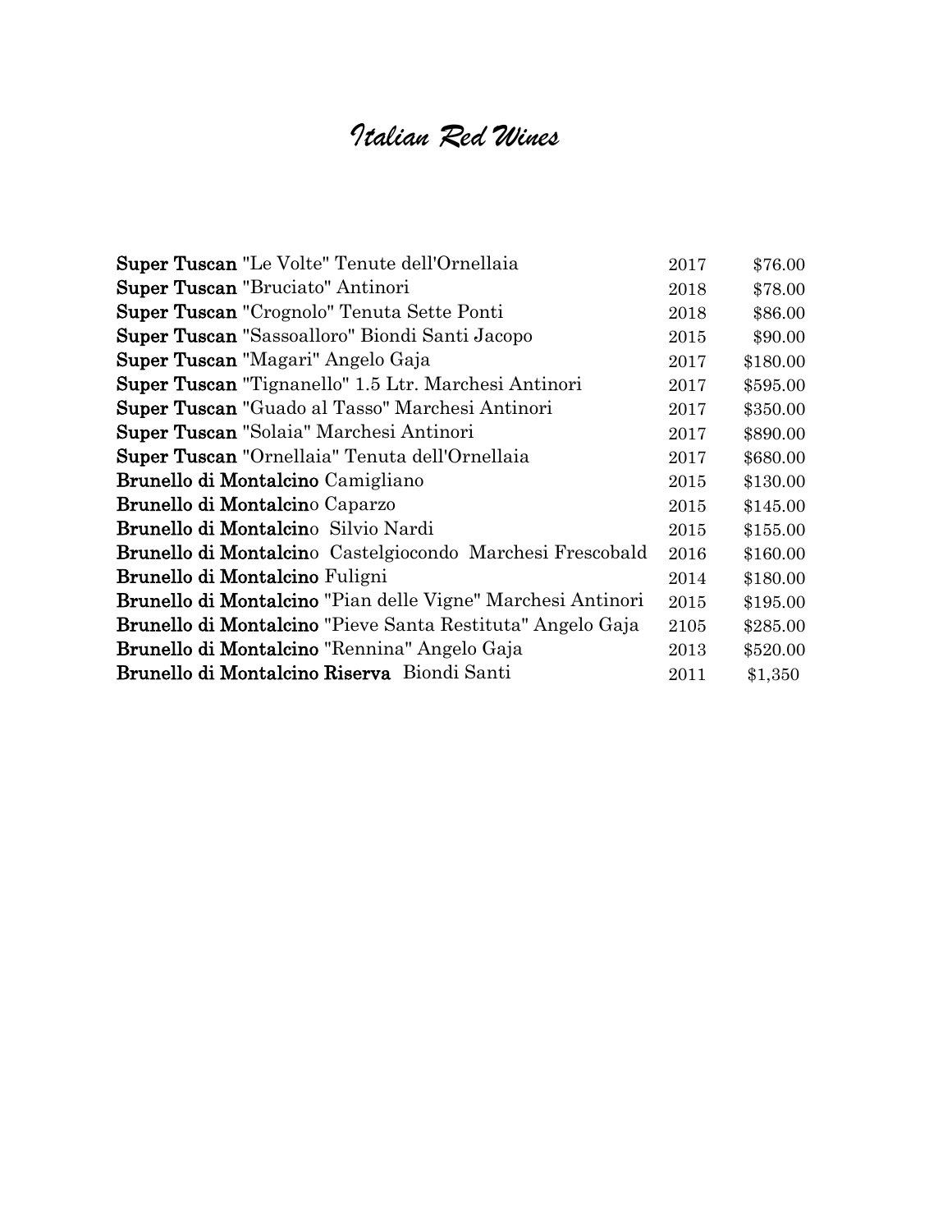# *Italian Red Wines*

| | | |
|---|---|---|
| **Super Tuscan** "Le Volte" Tenute dell'Ornellaia | 2017 | $76.00 |
| **Super Tuscan** "Bruciato" Antinori | 2018 | $78.00 |
| **Super Tuscan** "Crognolo" Tenuta Sette Ponti | 2018 | $86.00 |
| **Super Tuscan** "Sassoalloro" Biondi Santi Jacopo | 2015 | $90.00 |
| **Super Tuscan** "Magari" Angelo Gaja | 2017 | $180.00 |
| **Super Tuscan** "Tignanello" 1.5 Ltr. Marchesi Antinori | 2017 | $595.00 |
| **Super Tuscan** "Guado al Tasso" Marchesi Antinori | 2017 | $350.00 |
| **Super Tuscan** "Solaia" Marchesi Antinori | 2017 | $890.00 |
| **Super Tuscan** "Ornellaia" Tenuta dell'Ornellaia | 2017 | $680.00 |
| **Brunello di Montalcino** Camigliano | 2015 | $130.00 |
| **Brunello di Montalcin**o Caparzo | 2015 | $145.00 |
| **Brunello di Montalcin**o Silvio Nardi | 2015 | $155.00 |
| **Brunello di Montalcin**o Castelgiocondo Marchesi Frescobald | 2016 | $160.00 |
| **Brunello di Montalcino** Fuligni | 2014 | $180.00 |
| **Brunello di Montalcino** "Pian delle Vigne" Marchesi Antinori | 2015 | $195.00 |
| **Brunello di Montalcino** "Pieve Santa Restituta" Angelo Gaja | 2105 | $285.00 |
| **Brunello di Montalcino** "Rennina" Angelo Gaja | 2013 | $520.00 |
| **Brunello di Montalcino Riserva** Biondi Santi | 2011 | $1,350 |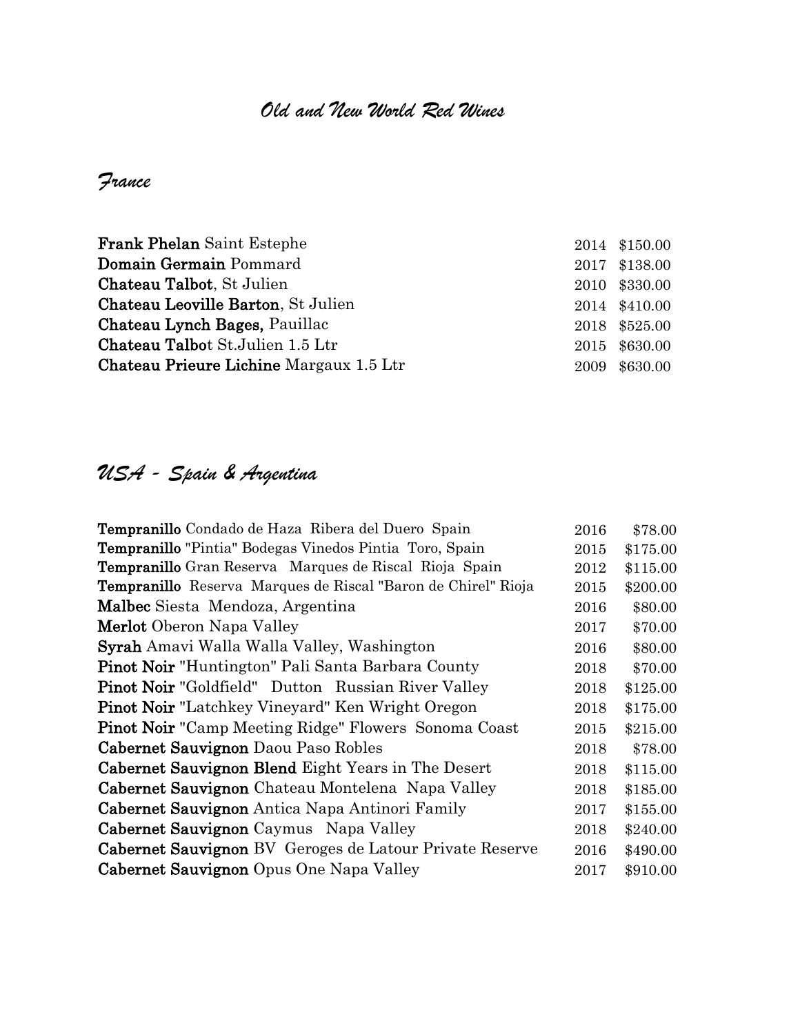# *Old and New World Red Wines*

## *France*

| | | |
|---|---|---|
| **Frank Phelan** Saint Estephe | 2014 | $150.00 |
| **Domain Germain** Pommard | 2017 | $138.00 |
| **Chateau Talbot**, St Julien | 2010 | $330.00 |
| **Chateau Leoville Barton**, St Julien | 2014 | $410.00 |
| **Chateau Lynch Bages,** Pauillac | 2018 | $525.00 |
| **Chateau Talbo**t St.Julien 1.5 Ltr | 2015 | $630.00 |
| **Chateau Prieure Lichine** Margaux 1.5 Ltr | 2009 | $630.00 |

## *USA - Spain & Argentina*

| | | |
|---|---|---|
| **Tempranillo** Condado de Haza Ribera del Duero Spain | 2016 | $78.00 |
| **Tempranillo** "Pintia" Bodegas Vinedos Pintia Toro, Spain | 2015 | $175.00 |
| **Tempranillo** Gran Reserva Marques de Riscal Rioja Spain | 2012 | $115.00 |
| **Tempranillo** Reserva Marques de Riscal "Baron de Chirel" Rioja | 2015 | $200.00 |
| **Malbec** Siesta Mendoza, Argentina | 2016 | $80.00 |
| **Merlot** Oberon Napa Valley | 2017 | $70.00 |
| **Syrah** Amavi Walla Walla Valley, Washington | 2016 | $80.00 |
| **Pinot Noir** "Huntington" Pali Santa Barbara County | 2018 | $70.00 |
| **Pinot Noir** "Goldfield" Dutton Russian River Valley | 2018 | $125.00 |
| **Pinot Noir** "Latchkey Vineyard" Ken Wright Oregon | 2018 | $175.00 |
| **Pinot Noir** "Camp Meeting Ridge" Flowers Sonoma Coast | 2015 | $215.00 |
| **Cabernet Sauvignon** Daou Paso Robles | 2018 | $78.00 |
| **Cabernet Sauvignon Blend** Eight Years in The Desert | 2018 | $115.00 |
| **Cabernet Sauvignon** Chateau Montelena Napa Valley | 2018 | $185.00 |
| **Cabernet Sauvignon** Antica Napa Antinori Family | 2017 | $155.00 |
| **Cabernet Sauvignon** Caymus Napa Valley | 2018 | $240.00 |
| **Cabernet Sauvignon** BV Geroges de Latour Private Reserve | 2016 | $490.00 |
| **Cabernet Sauvignon** Opus One Napa Valley | 2017 | $910.00 |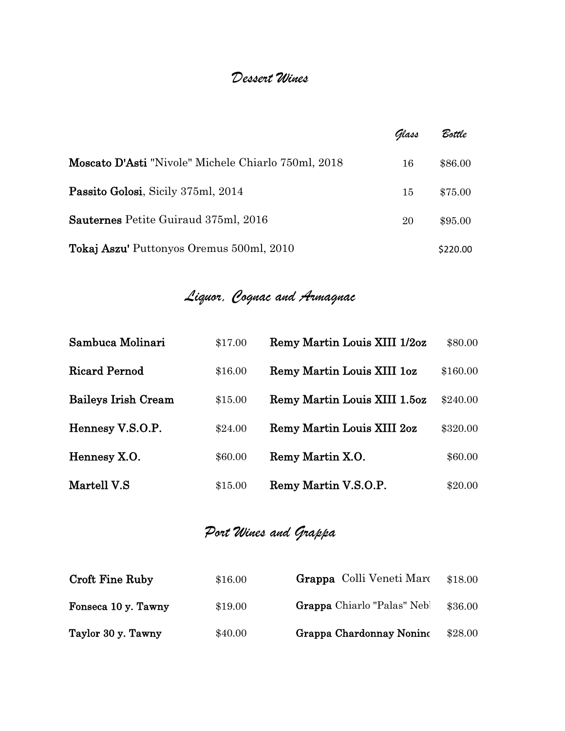# *Dessert Wines*

| | *Glass* | *Bottle* |
|---|---|---|
| **Moscato D'Asti** "Nivole" Michele Chiarlo 750ml, 2018 | 16 | $86.00 |
| **Passito Golosi**, Sicily 375ml, 2014 | 15 | $75.00 |
| **Sauternes** Petite Guiraud 375ml, 2016 | 20 | $95.00 |
| **Tokaj Aszu'** Puttonyos Oremus 500ml, 2010 | | $220.00 |

# *Liquor, Cognac and Armagnac*

| | | | |
|---|---|---|---|
| **Sambuca Molinari** | $17.00 | **Remy Martin Louis XIII 1/2oz** | $80.00 |
| **Ricard Pernod** | $16.00 | **Remy Martin Louis XIII 1oz** | $160.00 |
| **Baileys Irish Cream** | $15.00 | **Remy Martin Louis XIII 1.5oz** | $240.00 |
| **Hennesy V.S.O.P.** | $24.00 | **Remy Martin Louis XIII 2oz** | $320.00 |
| **Hennesy X.O.** | $60.00 | **Remy Martin X.O.** | $60.00 |
| **Martell V.S** | $15.00 | **Remy Martin V.S.O.P.** | $20.00 |

# *Port Wines and Grappa*

| | | | |
|---|---|---|---|
| **Croft Fine Ruby** | $16.00 | **Grappa** Colli Veneti Marc | $18.00 |
| **Fonseca 10 y. Tawny** | $19.00 | **Grappa** Chiarlo "Palas" Nebl | $36.00 |
| **Taylor 30 y. Tawny** | $40.00 | **Grappa Chardonnay Noninc** | $28.00 |